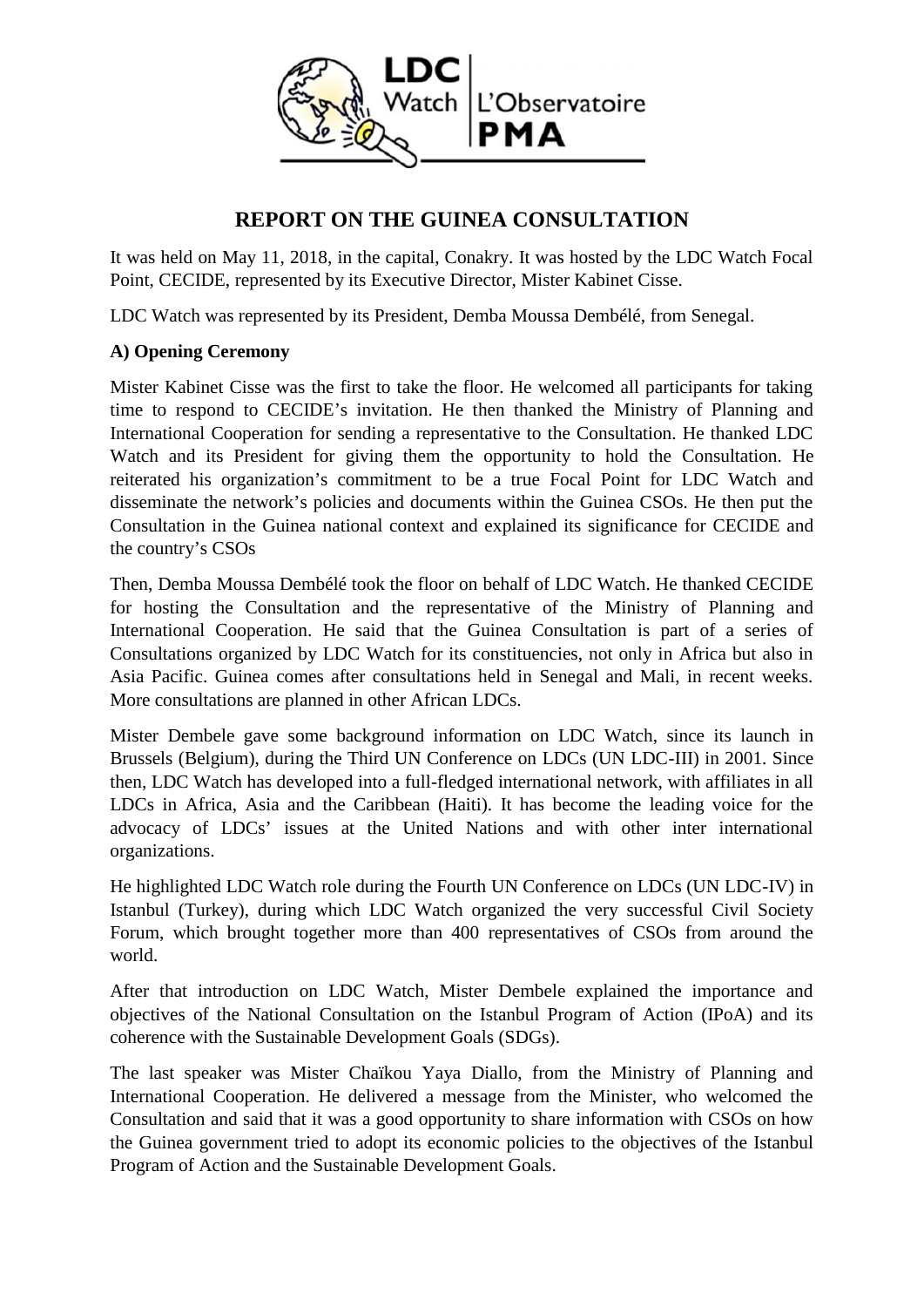# REPORT ON THE GUINEA CONSULTATION

It was held on May 11, 2018, in the capital, Conakry. It was hosted by the LDC Watch Focal Point, CECIDE, represented by its Executive Director, Mister Kabinet Cisse.

LDC Watch was represented by its President, Demba Moussa Dembélé, from Senegal.

**A) Opening Ceremony**

Mister Kabinet Cisse was the first to take the floor. He welcomed all participants for taking time to respond to CECIDE's invitation. He then thanked the Ministry of Planning and International Cooperation for sending a representative to the Consultation. He thanked LDC Watch and its President for giving them the opportunity to hold the Consultation. He reiterated his organization's commitment to be a true Focal Point for LDC Watch and disseminate the network's policies and documents within the Guinea CSOs. He then put the Consultation in the Guinea national context and explained its significance for CECIDE and the country's CSOs

Then, Demba Moussa Dembélé took the floor on behalf of LDC Watch. He thanked CECIDE for hosting the Consultation and the representative of the Ministry of Planning and International Cooperation. He said that the Guinea Consultation is part of a series of Consultations organized by LDC Watch for its constituencies, not only in Africa but also in Asia Pacific. Guinea comes after consultations held in Senegal and Mali, in recent weeks. More consultations are planned in other African LDCs.

Mister Dembele gave some background information on LDC Watch, since its launch in Brussels (Belgium), during the Third UN Conference on LDCs (UN LDC-III) in 2001. Since then, LDC Watch has developed into a full-fledged international network, with affiliates in all LDCs in Africa, Asia and the Caribbean (Haiti). It has become the leading voice for the advocacy of LDCs' issues at the United Nations and with other inter international organizations.

He highlighted LDC Watch role during the Fourth UN Conference on LDCs (UN LDC-IV) in Istanbul (Turkey), during which LDC Watch organized the very successful Civil Society Forum, which brought together more than 400 representatives of CSOs from around the world.

After that introduction on LDC Watch, Mister Dembele explained the importance and objectives of the National Consultation on the Istanbul Program of Action (IPoA) and its coherence with the Sustainable Development Goals (SDGs).

The last speaker was Mister Chaïkou Yaya Diallo, from the Ministry of Planning and International Cooperation. He delivered a message from the Minister, who welcomed the Consultation and said that it was a good opportunity to share information with CSOs on how the Guinea government tried to adopt its economic policies to the objectives of the Istanbul Program of Action and the Sustainable Development Goals.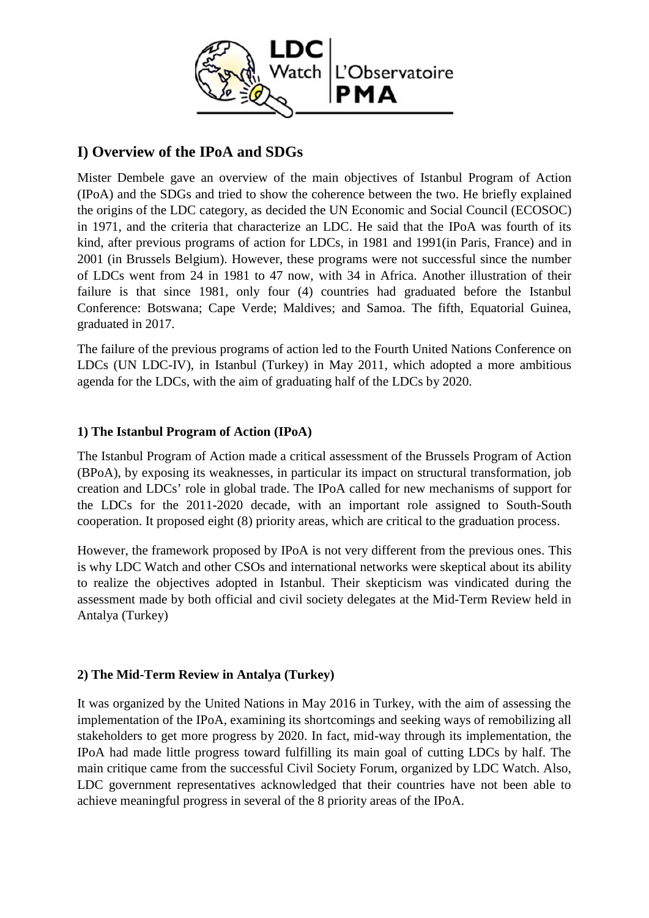## I) Overview of the IPoA and SDGs

Mister Dembele gave an overview of the main objectives of Istanbul Program of Action (IPoA) and the SDGs and tried to show the coherence between the two. He briefly explained the origins of the LDC category, as decided the UN Economic and Social Council (ECOSOC) in 1971, and the criteria that characterize an LDC. He said that the IPoA was fourth of its kind, after previous programs of action for LDCs, in 1981 and 1991(in Paris, France) and in 2001 (in Brussels Belgium). However, these programs were not successful since the number of LDCs went from 24 in 1981 to 47 now, with 34 in Africa. Another illustration of their failure is that since 1981, only four (4) countries had graduated before the Istanbul Conference: Botswana; Cape Verde; Maldives; and Samoa. The fifth, Equatorial Guinea, graduated in 2017.

The failure of the previous programs of action led to the Fourth United Nations Conference on LDCs (UN LDC-IV), in Istanbul (Turkey) in May 2011, which adopted a more ambitious agenda for the LDCs, with the aim of graduating half of the LDCs by 2020.

### 1) The Istanbul Program of Action (IPoA)

The Istanbul Program of Action made a critical assessment of the Brussels Program of Action (BPoA), by exposing its weaknesses, in particular its impact on structural transformation, job creation and LDCs' role in global trade. The IPoA called for new mechanisms of support for the LDCs for the 2011-2020 decade, with an important role assigned to South-South cooperation. It proposed eight (8) priority areas, which are critical to the graduation process.

However, the framework proposed by IPoA is not very different from the previous ones. This is why LDC Watch and other CSOs and international networks were skeptical about its ability to realize the objectives adopted in Istanbul. Their skepticism was vindicated during the assessment made by both official and civil society delegates at the Mid-Term Review held in Antalya (Turkey)

### 2) The Mid-Term Review in Antalya (Turkey)

It was organized by the United Nations in May 2016 in Turkey, with the aim of assessing the implementation of the IPoA, examining its shortcomings and seeking ways of remobilizing all stakeholders to get more progress by 2020. In fact, mid-way through its implementation, the IPoA had made little progress toward fulfilling its main goal of cutting LDCs by half. The main critique came from the successful Civil Society Forum, organized by LDC Watch. Also, LDC government representatives acknowledged that their countries have not been able to achieve meaningful progress in several of the 8 priority areas of the IPoA.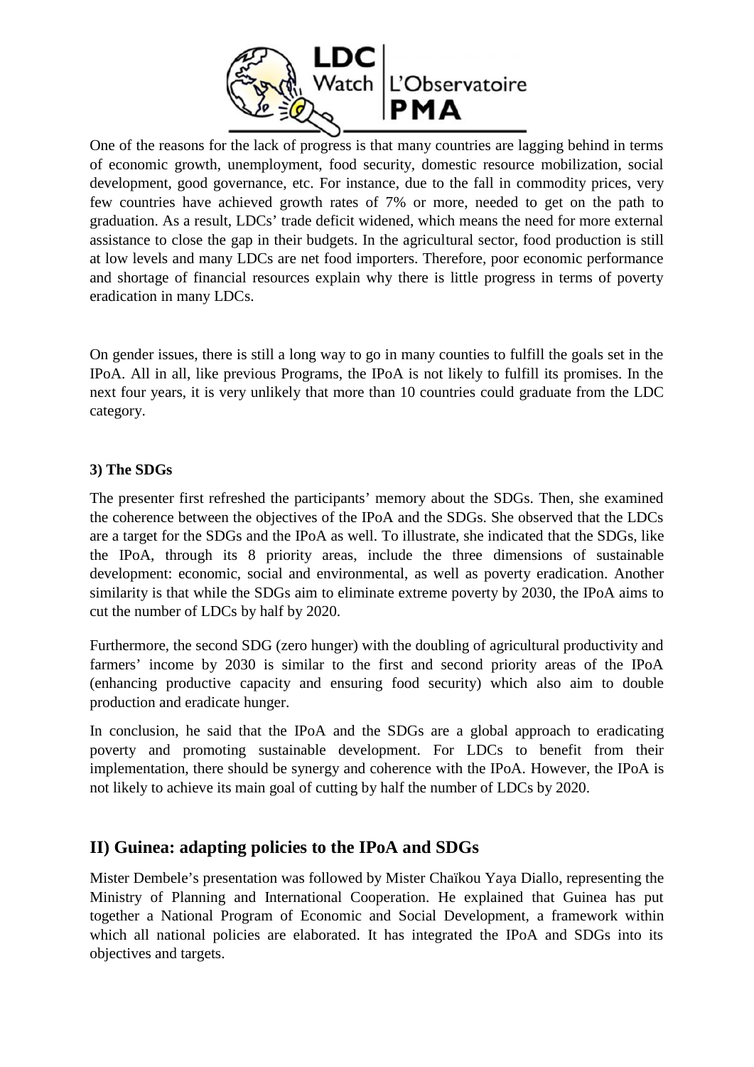One of the reasons for the lack of progress is that many countries are lagging behind in terms of economic growth, unemployment, food security, domestic resource mobilization, social development, good governance, etc. For instance, due to the fall in commodity prices, very few countries have achieved growth rates of 7% or more, needed to get on the path to graduation. As a result, LDCs' trade deficit widened, which means the need for more external assistance to close the gap in their budgets. In the agricultural sector, food production is still at low levels and many LDCs are net food importers. Therefore, poor economic performance and shortage of financial resources explain why there is little progress in terms of poverty eradication in many LDCs.

On gender issues, there is still a long way to go in many counties to fulfill the goals set in the IPoA. All in all, like previous Programs, the IPoA is not likely to fulfill its promises. In the next four years, it is very unlikely that more than 10 countries could graduate from the LDC category.

### 3) The SDGs

The presenter first refreshed the participants' memory about the SDGs. Then, she examined the coherence between the objectives of the IPoA and the SDGs. She observed that the LDCs are a target for the SDGs and the IPoA as well. To illustrate, she indicated that the SDGs, like the IPoA, through its 8 priority areas, include the three dimensions of sustainable development: economic, social and environmental, as well as poverty eradication. Another similarity is that while the SDGs aim to eliminate extreme poverty by 2030, the IPoA aims to cut the number of LDCs by half by 2020.

Furthermore, the second SDG (zero hunger) with the doubling of agricultural productivity and farmers' income by 2030 is similar to the first and second priority areas of the IPoA (enhancing productive capacity and ensuring food security) which also aim to double production and eradicate hunger.

In conclusion, he said that the IPoA and the SDGs are a global approach to eradicating poverty and promoting sustainable development. For LDCs to benefit from their implementation, there should be synergy and coherence with the IPoA. However, the IPoA is not likely to achieve its main goal of cutting by half the number of LDCs by 2020.

## II) Guinea: adapting policies to the IPoA and SDGs

Mister Dembele's presentation was followed by Mister Chaïkou Yaya Diallo, representing the Ministry of Planning and International Cooperation. He explained that Guinea has put together a National Program of Economic and Social Development, a framework within which all national policies are elaborated. It has integrated the IPoA and SDGs into its objectives and targets.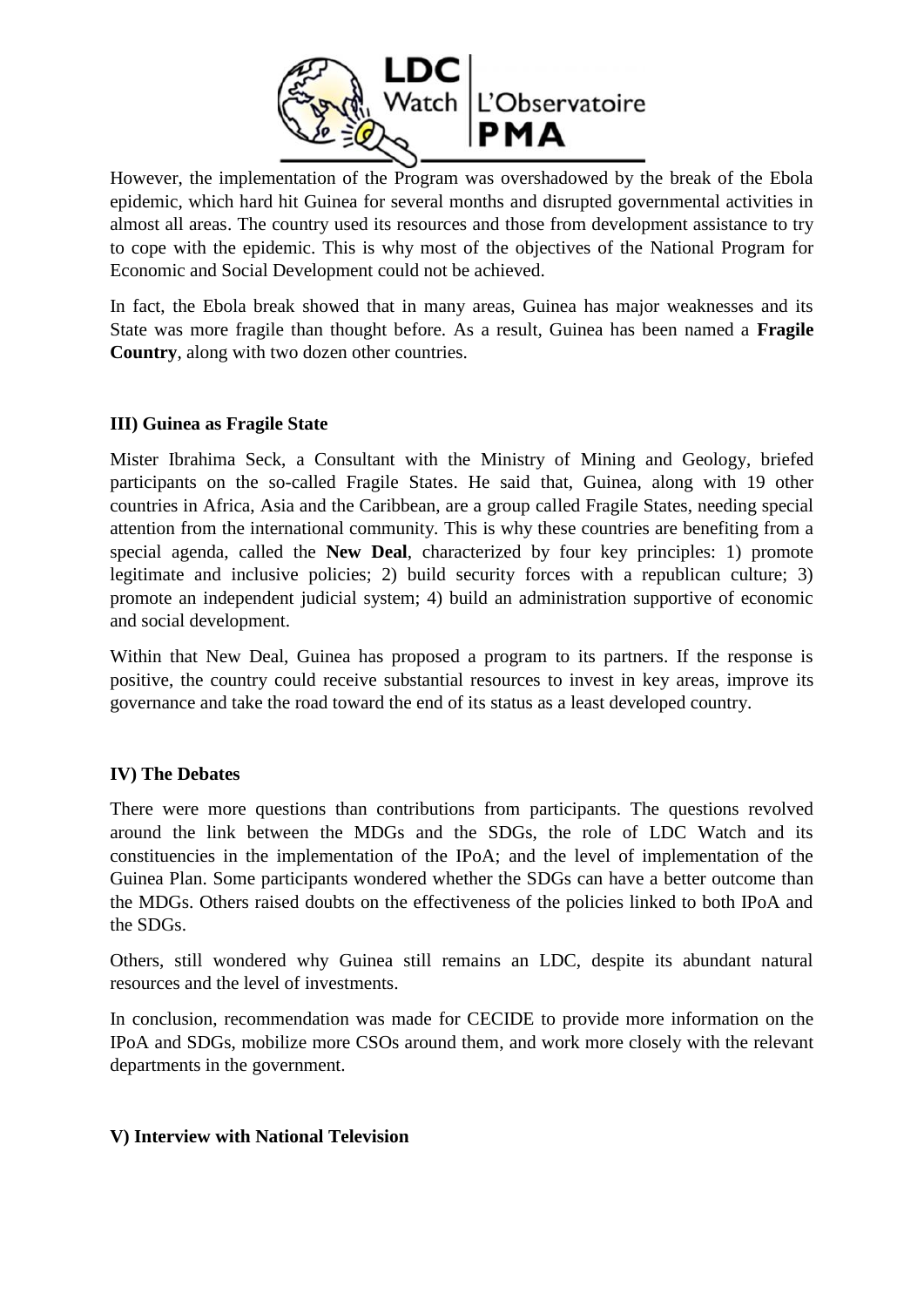However, the implementation of the Program was overshadowed by the break of the Ebola epidemic, which hard hit Guinea for several months and disrupted governmental activities in almost all areas. The country used its resources and those from development assistance to try to cope with the epidemic. This is why most of the objectives of the National Program for Economic and Social Development could not be achieved.

In fact, the Ebola break showed that in many areas, Guinea has major weaknesses and its State was more fragile than thought before. As a result, Guinea has been named a **Fragile Country**, along with two dozen other countries.

### III) Guinea as Fragile State

Mister Ibrahima Seck, a Consultant with the Ministry of Mining and Geology, briefed participants on the so-called Fragile States. He said that, Guinea, along with 19 other countries in Africa, Asia and the Caribbean, are a group called Fragile States, needing special attention from the international community. This is why these countries are benefiting from a special agenda, called the **New Deal**, characterized by four key principles: 1) promote legitimate and inclusive policies; 2) build security forces with a republican culture; 3) promote an independent judicial system; 4) build an administration supportive of economic and social development.

Within that New Deal, Guinea has proposed a program to its partners. If the response is positive, the country could receive substantial resources to invest in key areas, improve its governance and take the road toward the end of its status as a least developed country.

### IV) The Debates

There were more questions than contributions from participants. The questions revolved around the link between the MDGs and the SDGs, the role of LDC Watch and its constituencies in the implementation of the IPoA; and the level of implementation of the Guinea Plan. Some participants wondered whether the SDGs can have a better outcome than the MDGs. Others raised doubts on the effectiveness of the policies linked to both IPoA and the SDGs.

Others, still wondered why Guinea still remains an LDC, despite its abundant natural resources and the level of investments.

In conclusion, recommendation was made for CECIDE to provide more information on the IPoA and SDGs, mobilize more CSOs around them, and work more closely with the relevant departments in the government.

### V) Interview with National Television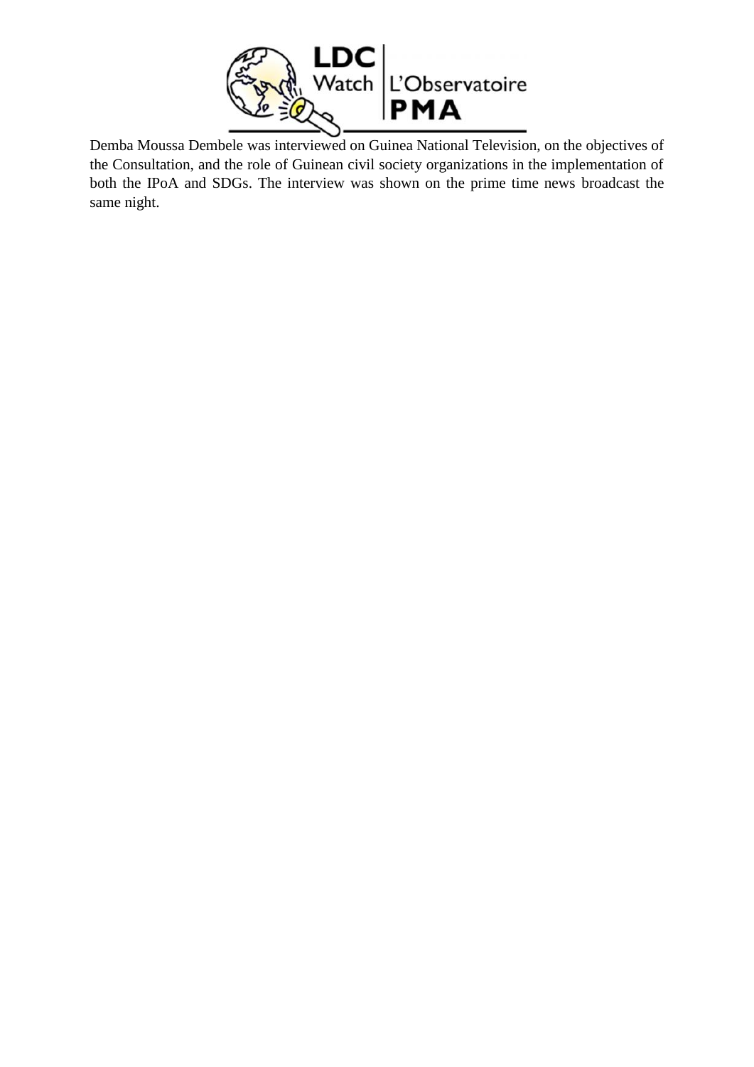Demba Moussa Dembele was interviewed on Guinea National Television, on the objectives of the Consultation, and the role of Guinean civil society organizations in the implementation of both the IPoA and SDGs. The interview was shown on the prime time news broadcast the same night.